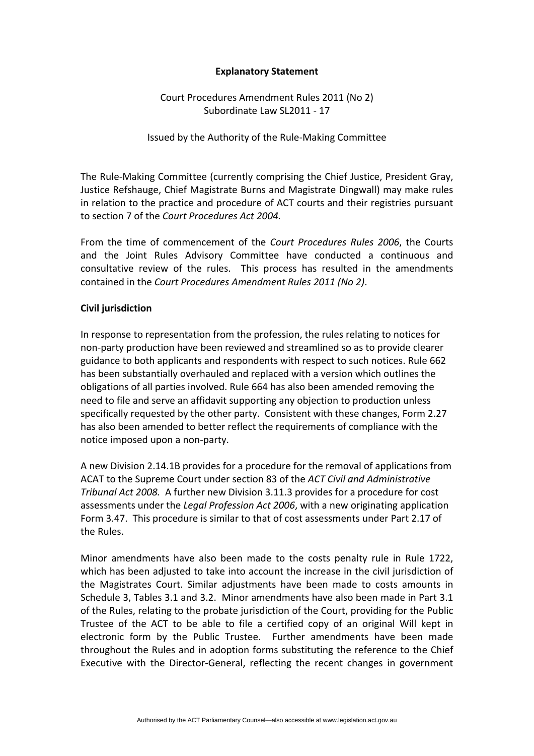**Explanatory Statement**

Court Procedures Amendment Rules 2011 (No 2)
Subordinate Law SL2011 - 17

Issued by the Authority of the Rule-Making Committee

The Rule-Making Committee (currently comprising the Chief Justice, President Gray, Justice Refshauge, Chief Magistrate Burns and Magistrate Dingwall) may make rules in relation to the practice and procedure of ACT courts and their registries pursuant to section 7 of the *Court Procedures Act 2004.*

From the time of commencement of the *Court Procedures Rules 2006*, the Courts and the Joint Rules Advisory Committee have conducted a continuous and consultative review of the rules. This process has resulted in the amendments contained in the *Court Procedures Amendment Rules 2011 (No 2)*.

**Civil jurisdiction**

In response to representation from the profession, the rules relating to notices for non-party production have been reviewed and streamlined so as to provide clearer guidance to both applicants and respondents with respect to such notices. Rule 662 has been substantially overhauled and replaced with a version which outlines the obligations of all parties involved. Rule 664 has also been amended removing the need to file and serve an affidavit supporting any objection to production unless specifically requested by the other party. Consistent with these changes, Form 2.27 has also been amended to better reflect the requirements of compliance with the notice imposed upon a non-party.

A new Division 2.14.1B provides for a procedure for the removal of applications from ACAT to the Supreme Court under section 83 of the *ACT Civil and Administrative Tribunal Act 2008.* A further new Division 3.11.3 provides for a procedure for cost assessments under the *Legal Profession Act 2006*, with a new originating application Form 3.47. This procedure is similar to that of cost assessments under Part 2.17 of the Rules.

Minor amendments have also been made to the costs penalty rule in Rule 1722, which has been adjusted to take into account the increase in the civil jurisdiction of the Magistrates Court. Similar adjustments have been made to costs amounts in Schedule 3, Tables 3.1 and 3.2. Minor amendments have also been made in Part 3.1 of the Rules, relating to the probate jurisdiction of the Court, providing for the Public Trustee of the ACT to be able to file a certified copy of an original Will kept in electronic form by the Public Trustee. Further amendments have been made throughout the Rules and in adoption forms substituting the reference to the Chief Executive with the Director-General, reflecting the recent changes in government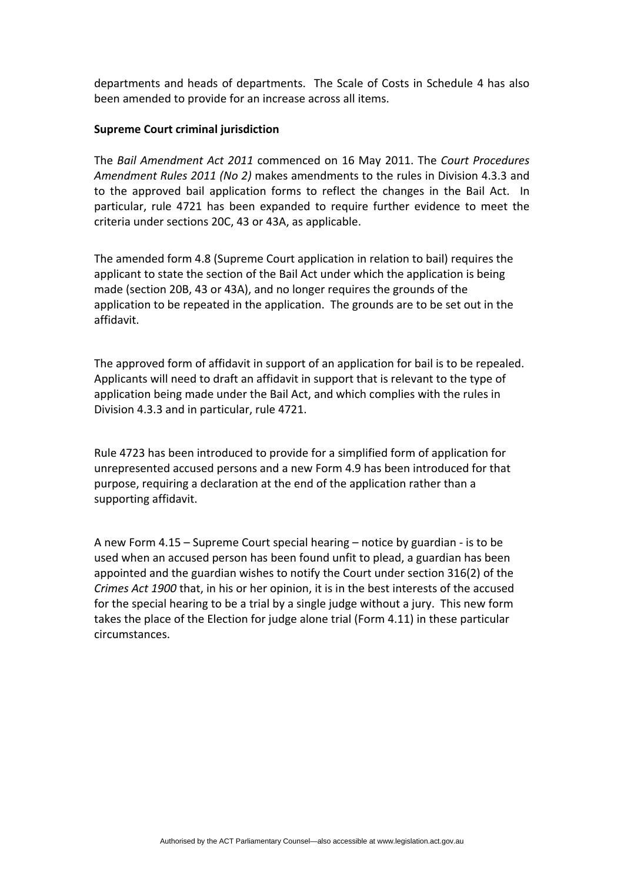departments and heads of departments. The Scale of Costs in Schedule 4 has also been amended to provide for an increase across all items.

**Supreme Court criminal jurisdiction**

The *Bail Amendment Act 2011* commenced on 16 May 2011. The *Court Procedures Amendment Rules 2011 (No 2)* makes amendments to the rules in Division 4.3.3 and to the approved bail application forms to reflect the changes in the Bail Act. In particular, rule 4721 has been expanded to require further evidence to meet the criteria under sections 20C, 43 or 43A, as applicable.

The amended form 4.8 (Supreme Court application in relation to bail) requires the applicant to state the section of the Bail Act under which the application is being made (section 20B, 43 or 43A), and no longer requires the grounds of the application to be repeated in the application. The grounds are to be set out in the affidavit.

The approved form of affidavit in support of an application for bail is to be repealed. Applicants will need to draft an affidavit in support that is relevant to the type of application being made under the Bail Act, and which complies with the rules in Division 4.3.3 and in particular, rule 4721.

Rule 4723 has been introduced to provide for a simplified form of application for unrepresented accused persons and a new Form 4.9 has been introduced for that purpose, requiring a declaration at the end of the application rather than a supporting affidavit.

A new Form 4.15 – Supreme Court special hearing – notice by guardian - is to be used when an accused person has been found unfit to plead, a guardian has been appointed and the guardian wishes to notify the Court under section 316(2) of the *Crimes Act 1900* that, in his or her opinion, it is in the best interests of the accused for the special hearing to be a trial by a single judge without a jury. This new form takes the place of the Election for judge alone trial (Form 4.11) in these particular circumstances.